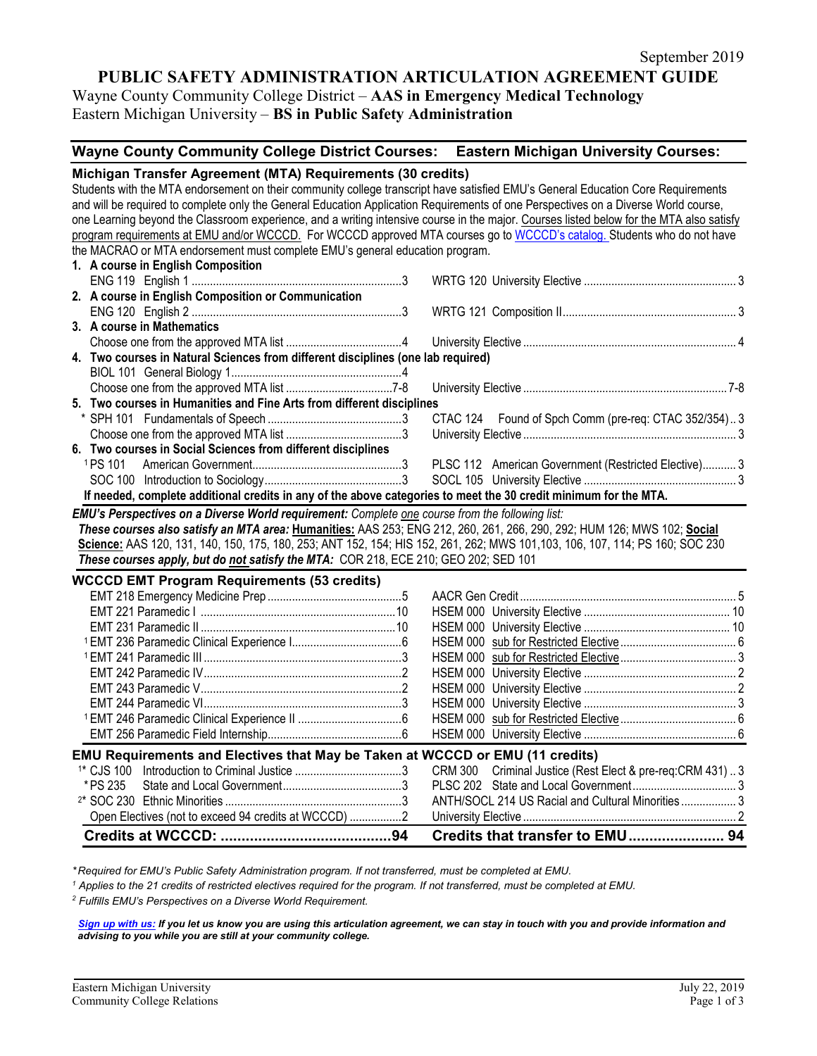September 2019

# PUBLIC SAFETY ADMINISTRATION ARTICULATION AGREEMENT GUIDE

Wayne County Community College District – **AAS in Emergency Medical Technology**
Eastern Michigan University – **BS in Public Safety Administration**

| Wayne County Community College District Courses: | | Eastern Michigan University Courses: | |
|---|---|---|---|
| **Michigan Transfer Agreement (MTA) Requirements (30 credits)** | | | |
| **1. A course in English Composition** | | | |
| ENG 119 English 1 | 3 | WRTG 120 University Elective | 3 |
| **2. A course in English Composition or Communication** | | | |
| ENG 120 English 2 | 3 | WRTG 121 Composition II | 3 |
| **3. A course in Mathematics** | | | |
| Choose one from the approved MTA list | 4 | University Elective | 4 |
| **4. Two courses in Natural Sciences from different disciplines (one lab required)** | | | |
| BIOL 101 General Biology 1 | 4 | | |
| Choose one from the approved MTA list | 7-8 | University Elective | 7-8 |
| **5. Two courses in Humanities and Fine Arts from different disciplines** | | | |
| * SPH 101 Fundamentals of Speech | 3 | CTAC 124 Found of Spch Comm (pre-req: CTAC 352/354) | 3 |
| Choose one from the approved MTA list | 3 | University Elective | 3 |
| **6. Two courses in Social Sciences from different disciplines** | | | |
| [1] PS 101 American Government | 3 | PLSC 112 American Government (Restricted Elective) | 3 |
| SOC 100 Introduction to Sociology | 3 | SOCL 105 University Elective | 3 |

Students with the MTA endorsement on their community college transcript have satisfied EMU's General Education Core Requirements and will be required to complete only the General Education Application Requirements of one Perspectives on a Diverse World course, one Learning beyond the Classroom experience, and a writing intensive course in the major. Courses listed below for the MTA also satisfy program requirements at EMU and/or WCCCD. For WCCCD approved MTA courses go to WCCCD's catalog. Students who do not have the MACRAO or MTA endorsement must complete EMU's general education program.

**If needed, complete additional credits in any of the above categories to meet the 30 credit minimum for the MTA.**

***EMU's Perspectives on a Diverse World requirement:*** *Complete one course from the following list:*
***These courses also satisfy an MTA area:*** **Humanities:** AAS 253; ENG 212, 260, 261, 266, 290, 292; HUM 126; MWS 102; **Social Science:** AAS 120, 131, 140, 150, 175, 180, 253; ANT 152, 154; HIS 152, 261, 262; MWS 101,103, 106, 107, 114; PS 160; SOC 230
***These courses apply, but do not satisfy the MTA:*** COR 218, ECE 210; GEO 202; SED 101

| **WCCCD EMT Program Requirements (53 credits)** | | | |
|---|---|---|---|
| EMT 218 Emergency Medicine Prep | 5 | AACR Gen Credit | 5 |
| EMT 221 Paramedic I | 10 | HSEM 000 University Elective | 10 |
| EMT 231 Paramedic II | 10 | HSEM 000 University Elective | 10 |
| [1] EMT 236 Paramedic Clinical Experience I | 6 | HSEM 000 sub for Restricted Elective | 6 |
| [1] EMT 241 Paramedic III | 3 | HSEM 000 sub for Restricted Elective | 3 |
| EMT 242 Paramedic IV | 2 | HSEM 000 University Elective | 2 |
| EMT 243 Paramedic V | 2 | HSEM 000 University Elective | 2 |
| EMT 244 Paramedic VI | 3 | HSEM 000 University Elective | 3 |
| [1] EMT 246 Paramedic Clinical Experience II | 6 | HSEM 000 sub for Restricted Elective | 6 |
| EMT 256 Paramedic Field Internship | 6 | HSEM 000 University Elective | 6 |
| **EMU Requirements and Electives that May be Taken at WCCCD or EMU (11 credits)** | | | |
| [1]* CJS 100 Introduction to Criminal Justice | 3 | CRM 300 Criminal Justice (Rest Elect & pre-req:CRM 431) | 3 |
| * PS 235 State and Local Government | 3 | PLSC 202 State and Local Government | 3 |
| [2]* SOC 230 Ethnic Minorities | 3 | ANTH/SOCL 214 US Racial and Cultural Minorities | 3 |
| Open Electives (not to exceed 94 credits at WCCCD) | 2 | University Elective | 2 |
| **Credits at WCCCD:** | **94** | **Credits that transfer to EMU** | **94** |

*\*Required for EMU's Public Safety Administration program. If not transferred, must be completed at EMU.*
*[1] Applies to the 21 credits of restricted electives required for the program. If not transferred, must be completed at EMU.*
*[2] Fulfills EMU's Perspectives on a Diverse World Requirement.*

***Sign up with us:** If you let us know you are using this articulation agreement, we can stay in touch with you and provide information and advising to you while you are still at your community college.*

Eastern Michigan University
Community College Relations

July 22, 2019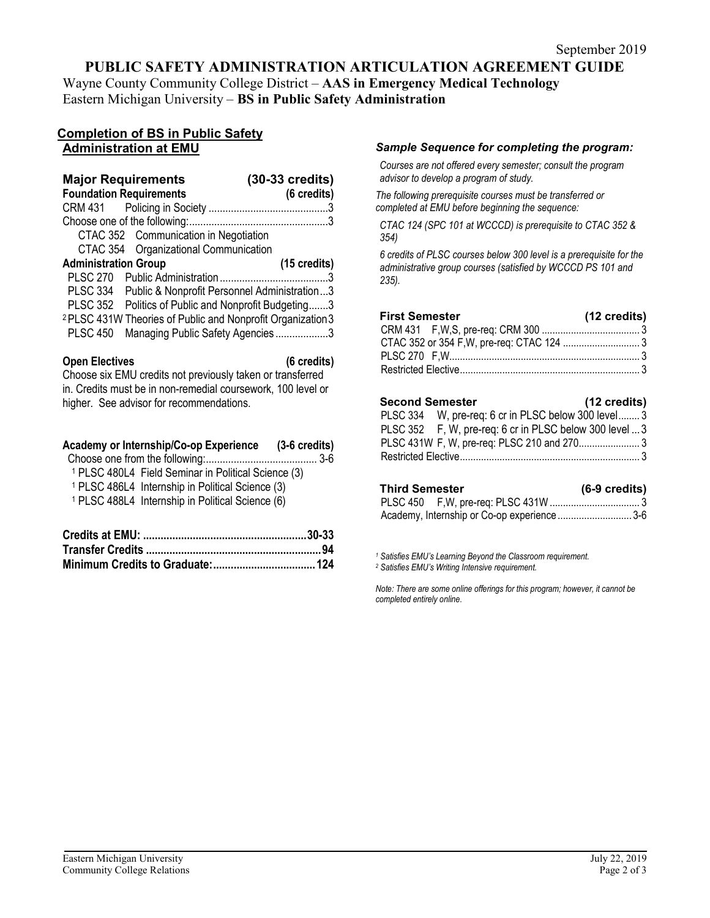September 2019

# PUBLIC SAFETY ADMINISTRATION ARTICULATION AGREEMENT GUIDE

Wayne County Community College District – **AAS in Emergency Medical Technology**
Eastern Michigan University – **BS in Public Safety Administration**

## Completion of BS in Public Safety Administration at EMU

| **Major Requirements** | **(30-33 credits)** |
|---|---|
| **Foundation Requirements** | **(6 credits)** |
| CRM 431 Policing in Society | 3 |
| Choose one of the following: | 3 |
| CTAC 352 Communication in Negotiation | |
| CTAC 354 Organizational Communication | |
| **Administration Group** | **(15 credits)** |
| PLSC 270 Public Administration | 3 |
| PLSC 334 Public & Nonprofit Personnel Administration | 3 |
| PLSC 352 Politics of Public and Nonprofit Budgeting | 3 |
| [2] PLSC 431W Theories of Public and Nonprofit Organization | 3 |
| PLSC 450 Managing Public Safety Agencies | 3 |

**Open Electives** **(6 credits)**

Choose six EMU credits not previously taken or transferred in. Credits must be in non-remedial coursework, 100 level or higher. See advisor for recommendations.

| **Academy or Internship/Co-op Experience** | **(3-6 credits)** |
|---|---|
| Choose one from the following: | 3-6 |
| [1] PLSC 480L4 Field Seminar in Political Science (3) | |
| [1] PLSC 486L4 Internship in Political Science (3) | |
| [1] PLSC 488L4 Internship in Political Science (6) | |

| | |
|---|---|
| **Credits at EMU:** | **30-33** |
| **Transfer Credits** | **94** |
| **Minimum Credits to Graduate:** | **124** |

### *Sample Sequence for completing the program:*

*Courses are not offered every semester; consult the program advisor to develop a program of study.*

*The following prerequisite courses must be transferred or completed at EMU before beginning the sequence:*

*CTAC 124 (SPC 101 at WCCCD) is prerequisite to CTAC 352 & 354)*

*6 credits of PLSC courses below 300 level is a prerequisite for the administrative group courses (satisfied by WCCCD PS 101 and 235).*

| **First Semester** | **(12 credits)** |
|---|---|
| CRM 431 F,W,S, pre-req: CRM 300 | 3 |
| CTAC 352 or 354 F,W, pre-req: CTAC 124 | 3 |
| PLSC 270 F,W | 3 |
| Restricted Elective | 3 |

| **Second Semester** | **(12 credits)** |
|---|---|
| PLSC 334 W, pre-req: 6 cr in PLSC below 300 level | 3 |
| PLSC 352 F, W, pre-req: 6 cr in PLSC below 300 level | 3 |
| PLSC 431W F, W, pre-req: PLSC 210 and 270 | 3 |
| Restricted Elective | 3 |

| **Third Semester** | **(6-9 credits)** |
|---|---|
| PLSC 450 F,W, pre-req: PLSC 431W | 3 |
| Academy, Internship or Co-op experience | 3-6 |

*[1] Satisfies EMU's Learning Beyond the Classroom requirement.*
*[2] Satisfies EMU's Writing Intensive requirement.*

*Note: There are some online offerings for this program; however, it cannot be completed entirely online.*

Eastern Michigan University
Community College Relations

July 22, 2019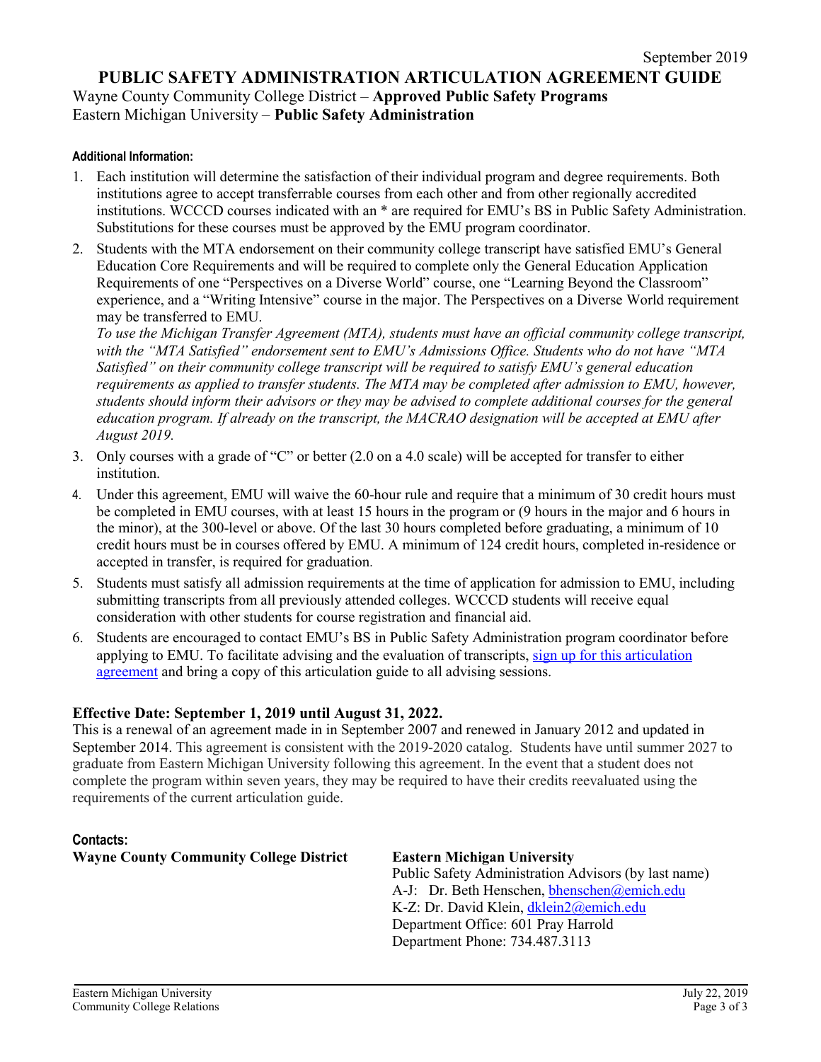September 2019

# PUBLIC SAFETY ADMINISTRATION ARTICULATION AGREEMENT GUIDE

Wayne County Community College District – **Approved Public Safety Programs**
Eastern Michigan University – **Public Safety Administration**

**Additional Information:**

1. Each institution will determine the satisfaction of their individual program and degree requirements. Both institutions agree to accept transferrable courses from each other and from other regionally accredited institutions. WCCCD courses indicated with an * are required for EMU's BS in Public Safety Administration. Substitutions for these courses must be approved by the EMU program coordinator.
2. Students with the MTA endorsement on their community college transcript have satisfied EMU's General Education Core Requirements and will be required to complete only the General Education Application Requirements of one "Perspectives on a Diverse World" course, one "Learning Beyond the Classroom" experience, and a "Writing Intensive" course in the major. The Perspectives on a Diverse World requirement may be transferred to EMU.
   *To use the Michigan Transfer Agreement (MTA), students must have an official community college transcript, with the "MTA Satisfied" endorsement sent to EMU's Admissions Office. Students who do not have "MTA Satisfied" on their community college transcript will be required to satisfy EMU's general education requirements as applied to transfer students. The MTA may be completed after admission to EMU, however, students should inform their advisors or they may be advised to complete additional courses for the general education program. If already on the transcript, the MACRAO designation will be accepted at EMU after August 2019.*
3. Only courses with a grade of "C" or better (2.0 on a 4.0 scale) will be accepted for transfer to either institution.
4. Under this agreement, EMU will waive the 60-hour rule and require that a minimum of 30 credit hours must be completed in EMU courses, with at least 15 hours in the program or (9 hours in the major and 6 hours in the minor), at the 300-level or above. Of the last 30 hours completed before graduating, a minimum of 10 credit hours must be in courses offered by EMU. A minimum of 124 credit hours, completed in-residence or accepted in transfer, is required for graduation.
5. Students must satisfy all admission requirements at the time of application for admission to EMU, including submitting transcripts from all previously attended colleges. WCCCD students will receive equal consideration with other students for course registration and financial aid.
6. Students are encouraged to contact EMU's BS in Public Safety Administration program coordinator before applying to EMU. To facilitate advising and the evaluation of transcripts, [sign up for this articulation agreement]() and bring a copy of this articulation guide to all advising sessions.

## Effective Date: September 1, 2019 until August 31, 2022.

This is a renewal of an agreement made in in September 2007 and renewed in January 2012 and updated in September 2014. This agreement is consistent with the 2019-2020 catalog. Students have until summer 2027 to graduate from Eastern Michigan University following this agreement. In the event that a student does not complete the program within seven years, they may be required to have their credits reevaluated using the requirements of the current articulation guide.

**Contacts:**

**Wayne County Community College District**

**Eastern Michigan University**
Public Safety Administration Advisors (by last name)
A-J: Dr. Beth Henschen, bhenschen@emich.edu
K-Z: Dr. David Klein, dklein2@emich.edu
Department Office: 601 Pray Harrold
Department Phone: 734.487.3113